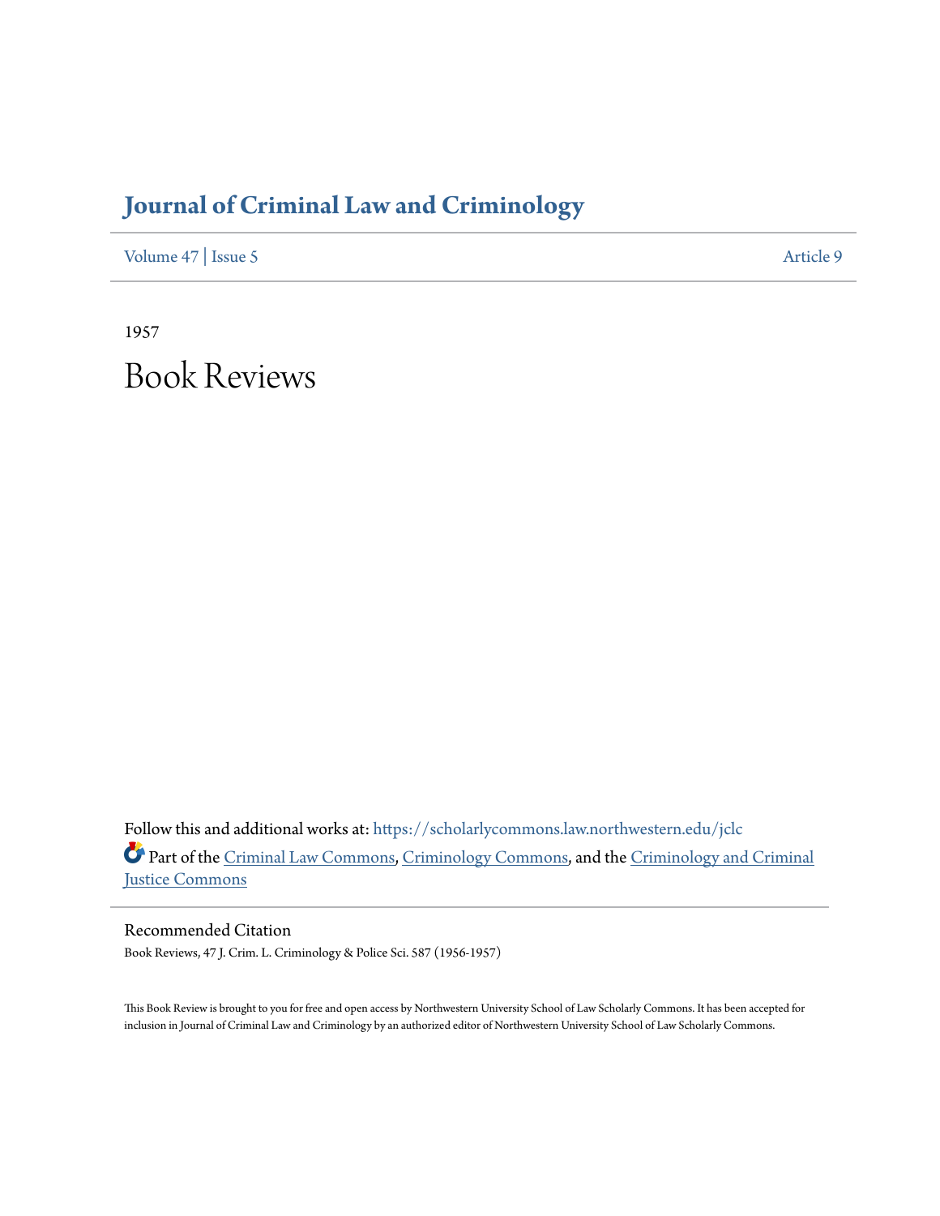# Journal of Criminal Law and Criminology

Volume 47 | Issue 5 Article 9

1957

# Book Reviews

Follow this and additional works at: https://scholarlycommons.law.northwestern.edu/jclc

Part of the Criminal Law Commons, Criminology Commons, and the Criminology and Criminal Justice Commons

## Recommended Citation

Book Reviews, 47 J. Crim. L. Criminology & Police Sci. 587 (1956-1957)

This Book Review is brought to you for free and open access by Northwestern University School of Law Scholarly Commons. It has been accepted for inclusion in Journal of Criminal Law and Criminology by an authorized editor of Northwestern University School of Law Scholarly Commons.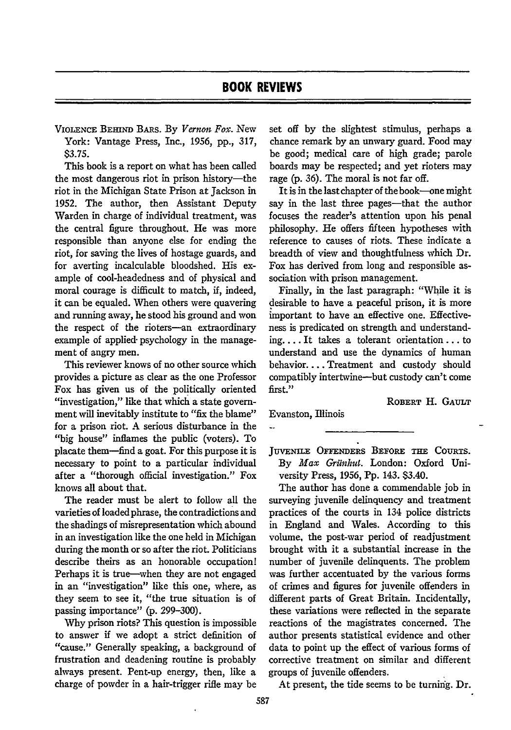## BOOK REVIEWS

VIOLENCE BEHIND BARS. By *Vernon Fox*. New York: Vantage Press, Inc., 1956, pp., 317, $3.75.

This book is a report on what has been called the most dangerous riot in prison history—the riot in the Michigan State Prison at Jackson in 1952. The author, then Assistant Deputy Warden in charge of individual treatment, was the central figure throughout. He was more responsible than anyone else for ending the riot, for saving the lives of hostage guards, and for averting incalculable bloodshed. His example of cool-headedness and of physical and moral courage is difficult to match, if, indeed, it can be equaled. When others were quavering and running away, he stood his ground and won the respect of the rioters—an extraordinary example of applied psychology in the management of angry men.

This reviewer knows of no other source which provides a picture as clear as the one Professor Fox has given us of the politically oriented "investigation," like that which a state government will inevitably institute to "fix the blame" for a prison riot. A serious disturbance in the "big house" inflames the public (voters). To placate them—find a goat. For this purpose it is necessary to point to a particular individual after a "thorough official investigation." Fox knows all about that.

The reader must be alert to follow all the varieties of loaded phrase, the contradictions and the shadings of misrepresentation which abound in an investigation like the one held in Michigan during the month or so after the riot. Politicians describe theirs as an honorable occupation! Perhaps it is true—when they are not engaged in an "investigation" like this one, where, as they seem to see it, "the true situation is of passing importance" (p. 299–300).

Why prison riots? This question is impossible to answer if we adopt a strict definition of "cause." Generally speaking, a background of frustration and deadening routine is probably always present. Pent-up energy, then, like a charge of powder in a hair-trigger rifle may be set off by the slightest stimulus, perhaps a chance remark by an unwary guard. Food may be good; medical care of high grade; parole boards may be respected; and yet rioters may rage (p. 36). The moral is not far off.

It is in the last chapter of the book—one might say in the last three pages—that the author focuses the reader's attention upon his penal philosophy. He offers fifteen hypotheses with reference to causes of riots. These indicate a breadth of view and thoughtfulness which Dr. Fox has derived from long and responsible association with prison management.

Finally, in the last paragraph: "While it is desirable to have a peaceful prison, it is more important to have an effective one. Effectiveness is predicated on strength and understanding. . . . It takes a tolerant orientation . . . to understand and use the dynamics of human behavior. . . . Treatment and custody should compatibly intertwine—but custody can't come first."

ROBERT H. GAULT

Evanston, Illinois

---

JUVENILE OFFENDERS BEFORE THE COURTS. By *Max Grünhut*. London: Oxford University Press, 1956, Pp. 143. $3.40.

The author has done a commendable job in surveying juvenile delinquency and treatment practices of the courts in 134 police districts in England and Wales. According to this volume, the post-war period of readjustment brought with it a substantial increase in the number of juvenile delinquents. The problem was further accentuated by the various forms of crimes and figures for juvenile offenders in different parts of Great Britain. Incidentally, these variations were reflected in the separate reactions of the magistrates concerned. The author presents statistical evidence and other data to point up the effect of various forms of corrective treatment on similar and different groups of juvenile offenders.

At present, the tide seems to be turning. Dr.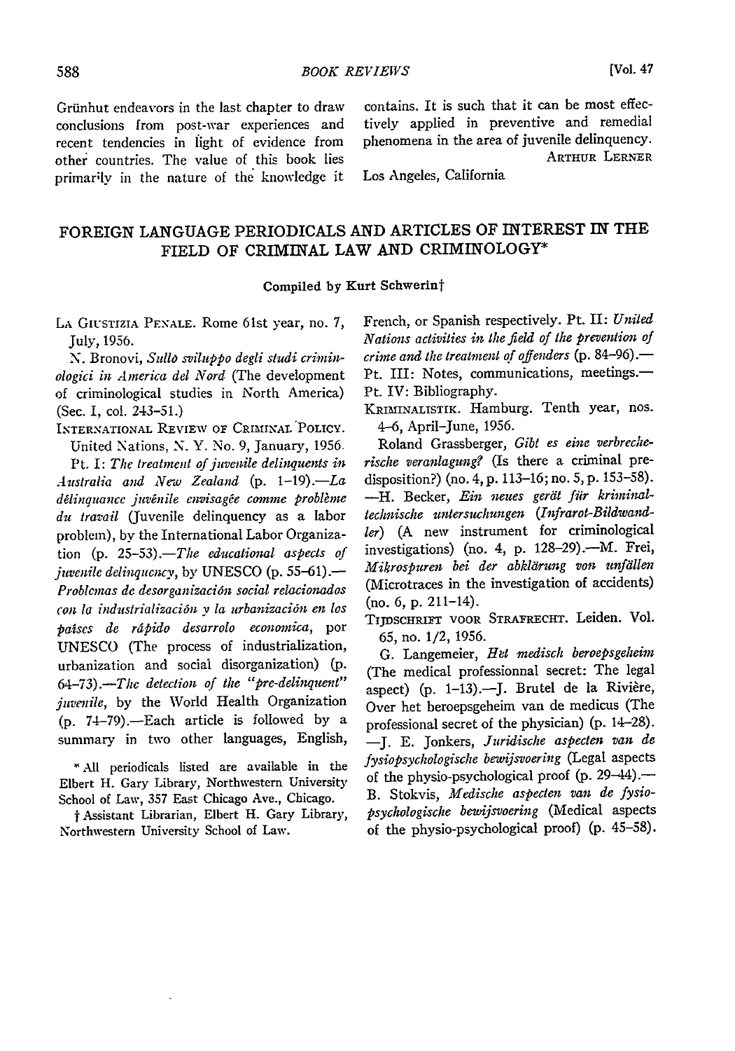Grünhut endeavors in the last chapter to draw conclusions from post-war experiences and recent tendencies in light of evidence from other countries. The value of this book lies primarily in the nature of the knowledge it contains. It is such that it can be most effectively applied in preventive and remedial phenomena in the area of juvenile delinquency.

ARTHUR LERNER

Los Angeles, California

## FOREIGN LANGUAGE PERIODICALS AND ARTICLES OF INTEREST IN THE FIELD OF CRIMINAL LAW AND CRIMINOLOGY*

Compiled by Kurt Schwerin†

LA GIUSTIZIA PENALE. Rome 61st year, no. 7, July, 1956.

N. Bronovi, *Sullo sviluppo degli studi criminologici in America del Nord* (The development of criminological studies in North America) (Sec. I, col. 243–51.)

INTERNATIONAL REVIEW OF CRIMINAL POLICY. United Nations, N. Y. No. 9, January, 1956.

Pt. I: *The treatment of juvenile delinquents in Australia and New Zealand* (p. 1–19).—*La délinquance juvénile envisagée comme problème du travail* (Juvenile delinquency as a labor problem), by the International Labor Organization (p. 25–53).—*The educational aspects of juvenile delinquency*, by UNESCO (p. 55–61).—*Problemas de desorganización social relacionados con la industrialización y la urbanización en los países de rápido desarrolo economica*, por UNESCO (The process of industrialization, urbanization and social disorganization) (p. 64–73).—*The detection of the "pre-delinquent" juvenile*, by the World Health Organization (p. 74–79).—Each article is followed by a summary in two other languages, English, French, or Spanish respectively. Pt. II: *United Nations activities in the field of the prevention of crime and the treatment of offenders* (p. 84–96).—Pt. III: Notes, communications, meetings.—Pt. IV: Bibliography.

KRIMINALISTIK. Hamburg. Tenth year, nos. 4–6, April–June, 1956.

Roland Grassberger, *Gibt es eine verbrecherische veranlagung?* (Is there a criminal predisposition?) (no. 4, p. 113–16; no. 5, p. 153–58).—H. Becker, *Ein neues gerät für kriminaltechnische untersuchungen (Infrarot-Bildwandler)* (A new instrument for criminological investigations) (no. 4, p. 128–29).—M. Frei, *Mikrospuren bei der abklärung von unfällen* (Microtraces in the investigation of accidents) (no. 6, p. 211–14).

TIJDSCHRIFT VOOR STRAFRECHT. Leiden. Vol. 65, no. 1/2, 1956.

G. Langemeier, *Het medisch beroepsgeheim* (The medical professionnal secret: The legal aspect) (p. 1–13).—J. Brutel de la Rivière, Over het beroepsgeheim van de medicus (The professional secret of the physician) (p. 14–28).—J. E. Jonkers, *Juridische aspecten van de fysiopsychologische bewijsvoering* (Legal aspects of the physio-psychological proof (p. 29–44).—B. Stokvis, *Medische aspecten van de fysiopsychologische bewijsvoering* (Medical aspects of the physio-psychological proof) (p. 45–58).

\* All periodicals listed are available in the Elbert H. Gary Library, Northwestern University School of Law, 357 East Chicago Ave., Chicago.

† Assistant Librarian, Elbert H. Gary Library, Northwestern University School of Law.